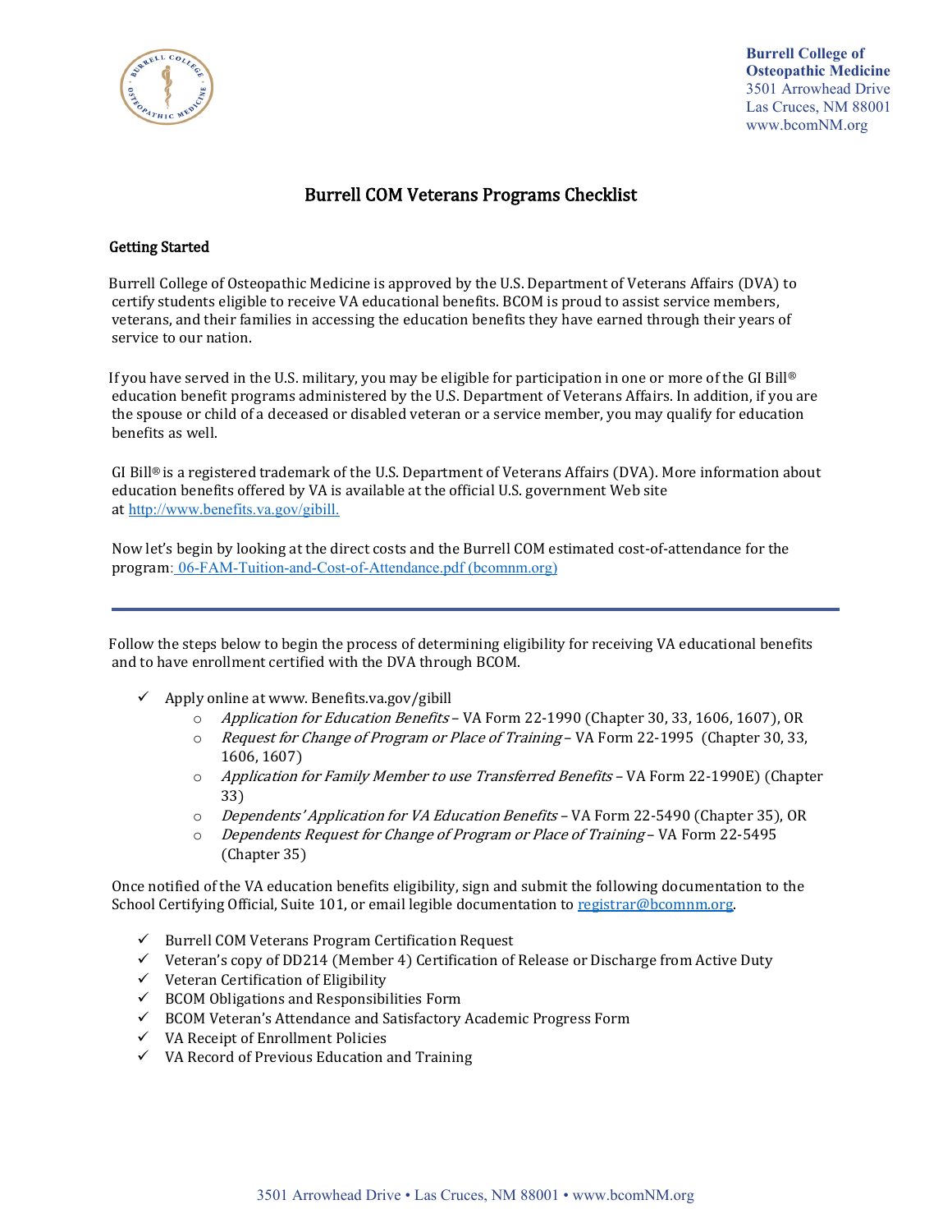Burrell College of Osteopathic Medicine
3501 Arrowhead Drive
Las Cruces, NM 88001
www.bcomNM.org

# Burrell COM Veterans Programs Checklist

## Getting Started

Burrell College of Osteopathic Medicine is approved by the U.S. Department of Veterans Affairs (DVA) to certify students eligible to receive VA educational benefits. BCOM is proud to assist service members, veterans, and their families in accessing the education benefits they have earned through their years of service to our nation.

If you have served in the U.S. military, you may be eligible for participation in one or more of the GI Bill® education benefit programs administered by the U.S. Department of Veterans Affairs. In addition, if you are the spouse or child of a deceased or disabled veteran or a service member, you may qualify for education benefits as well.

GI Bill® is a registered trademark of the U.S. Department of Veterans Affairs (DVA). More information about education benefits offered by VA is available at the official U.S. government Web site at http://www.benefits.va.gov/gibill.

Now let's begin by looking at the direct costs and the Burrell COM estimated cost-of-attendance for the program: 06-FAM-Tuition-and-Cost-of-Attendance.pdf (bcomnm.org)

---

Follow the steps below to begin the process of determining eligibility for receiving VA educational benefits and to have enrollment certified with the DVA through BCOM.

- ✓ Apply online at www. Benefits.va.gov/gibill
  - *Application for Education Benefits* – VA Form 22-1990 (Chapter 30, 33, 1606, 1607), OR
  - *Request for Change of Program or Place of Training* – VA Form 22-1995 (Chapter 30, 33, 1606, 1607)
  - *Application for Family Member to use Transferred Benefits* – VA Form 22-1990E) (Chapter 33)
  - *Dependents' Application for VA Education Benefits* – VA Form 22-5490 (Chapter 35), OR
  - *Dependents Request for Change of Program or Place of Training* – VA Form 22-5495 (Chapter 35)

Once notified of the VA education benefits eligibility, sign and submit the following documentation to the School Certifying Official, Suite 101, or email legible documentation to registrar@bcomnm.org.

- ✓ Burrell COM Veterans Program Certification Request
- ✓ Veteran's copy of DD214 (Member 4) Certification of Release or Discharge from Active Duty
- ✓ Veteran Certification of Eligibility
- ✓ BCOM Obligations and Responsibilities Form
- ✓ BCOM Veteran's Attendance and Satisfactory Academic Progress Form
- ✓ VA Receipt of Enrollment Policies
- ✓ VA Record of Previous Education and Training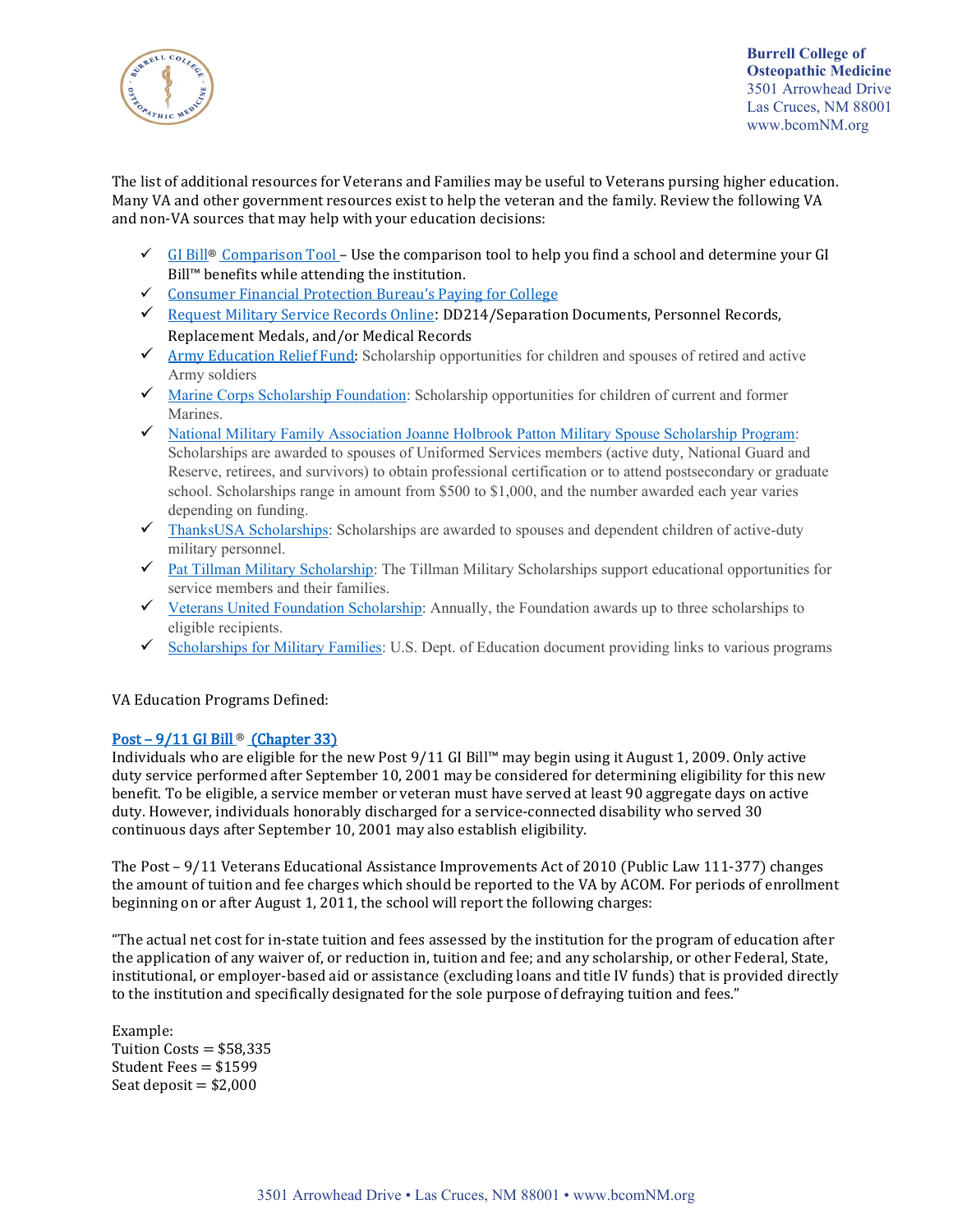The list of additional resources for Veterans and Families may be useful to Veterans pursing higher education. Many VA and other government resources exist to help the veteran and the family. Review the following VA and non-VA sources that may help with your education decisions:

- ✓ GI Bill® Comparison Tool – Use the comparison tool to help you find a school and determine your GI Bill™ benefits while attending the institution.
- ✓ Consumer Financial Protection Bureau's Paying for College
- ✓ Request Military Service Records Online: DD214/Separation Documents, Personnel Records, Replacement Medals, and/or Medical Records
- ✓ Army Education Relief Fund: Scholarship opportunities for children and spouses of retired and active Army soldiers
- ✓ Marine Corps Scholarship Foundation: Scholarship opportunities for children of current and former Marines.
- ✓ National Military Family Association Joanne Holbrook Patton Military Spouse Scholarship Program: Scholarships are awarded to spouses of Uniformed Services members (active duty, National Guard and Reserve, retirees, and survivors) to obtain professional certification or to attend postsecondary or graduate school. Scholarships range in amount from $500 to $1,000, and the number awarded each year varies depending on funding.
- ✓ ThanksUSA Scholarships: Scholarships are awarded to spouses and dependent children of active-duty military personnel.
- ✓ Pat Tillman Military Scholarship: The Tillman Military Scholarships support educational opportunities for service members and their families.
- ✓ Veterans United Foundation Scholarship: Annually, the Foundation awards up to three scholarships to eligible recipients.
- ✓ Scholarships for Military Families: U.S. Dept. of Education document providing links to various programs

VA Education Programs Defined:

**Post – 9/11 GI Bill® (Chapter 33)**

Individuals who are eligible for the new Post 9/11 GI Bill™ may begin using it August 1, 2009. Only active duty service performed after September 10, 2001 may be considered for determining eligibility for this new benefit. To be eligible, a service member or veteran must have served at least 90 aggregate days on active duty. However, individuals honorably discharged for a service-connected disability who served 30 continuous days after September 10, 2001 may also establish eligibility.

The Post – 9/11 Veterans Educational Assistance Improvements Act of 2010 (Public Law 111-377) changes the amount of tuition and fee charges which should be reported to the VA by ACOM. For periods of enrollment beginning on or after August 1, 2011, the school will report the following charges:

"The actual net cost for in-state tuition and fees assessed by the institution for the program of education after the application of any waiver of, or reduction in, tuition and fee; and any scholarship, or other Federal, State, institutional, or employer-based aid or assistance (excluding loans and title IV funds) that is provided directly to the institution and specifically designated for the sole purpose of defraying tuition and fees."

Example:
Tuition Costs = $58,335
Student Fees = $1599
Seat deposit = $2,000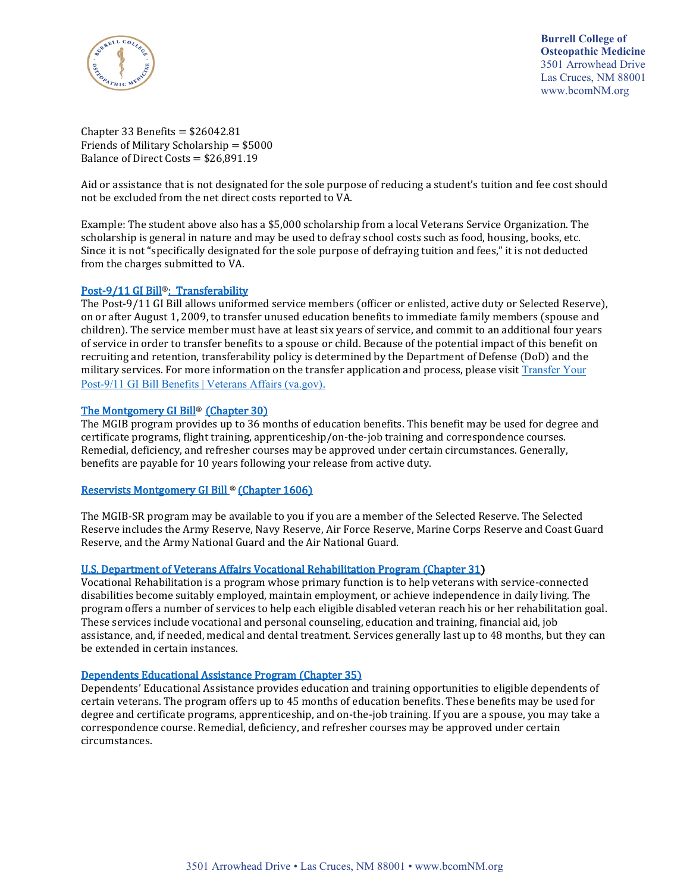Chapter 33 Benefits = $26042.81
Friends of Military Scholarship = $5000
Balance of Direct Costs = $26,891.19

Aid or assistance that is not designated for the sole purpose of reducing a student's tuition and fee cost should not be excluded from the net direct costs reported to VA.

Example: The student above also has a $5,000 scholarship from a local Veterans Service Organization. The scholarship is general in nature and may be used to defray school costs such as food, housing, books, etc. Since it is not "specifically designated for the sole purpose of defraying tuition and fees," it is not deducted from the charges submitted to VA.

### Post-9/11 GI Bill®: Transferability

The Post-9/11 GI Bill allows uniformed service members (officer or enlisted, active duty or Selected Reserve), on or after August 1, 2009, to transfer unused education benefits to immediate family members (spouse and children). The service member must have at least six years of service, and commit to an additional four years of service in order to transfer benefits to a spouse or child. Because of the potential impact of this benefit on recruiting and retention, transferability policy is determined by the Department of Defense (DoD) and the military services. For more information on the transfer application and process, please visit Transfer Your Post-9/11 GI Bill Benefits | Veterans Affairs (va.gov).

### The Montgomery GI Bill® (Chapter 30)

The MGIB program provides up to 36 months of education benefits. This benefit may be used for degree and certificate programs, flight training, apprenticeship/on-the-job training and correspondence courses. Remedial, deficiency, and refresher courses may be approved under certain circumstances. Generally, benefits are payable for 10 years following your release from active duty.

### Reservists Montgomery GI Bill® (Chapter 1606)

The MGIB-SR program may be available to you if you are a member of the Selected Reserve. The Selected Reserve includes the Army Reserve, Navy Reserve, Air Force Reserve, Marine Corps Reserve and Coast Guard Reserve, and the Army National Guard and the Air National Guard.

### U.S. Department of Veterans Affairs Vocational Rehabilitation Program (Chapter 31)

Vocational Rehabilitation is a program whose primary function is to help veterans with service-connected disabilities become suitably employed, maintain employment, or achieve independence in daily living. The program offers a number of services to help each eligible disabled veteran reach his or her rehabilitation goal. These services include vocational and personal counseling, education and training, financial aid, job assistance, and, if needed, medical and dental treatment. Services generally last up to 48 months, but they can be extended in certain instances.

### Dependents Educational Assistance Program (Chapter 35)

Dependents' Educational Assistance provides education and training opportunities to eligible dependents of certain veterans. The program offers up to 45 months of education benefits. These benefits may be used for degree and certificate programs, apprenticeship, and on-the-job training. If you are a spouse, you may take a correspondence course. Remedial, deficiency, and refresher courses may be approved under certain circumstances.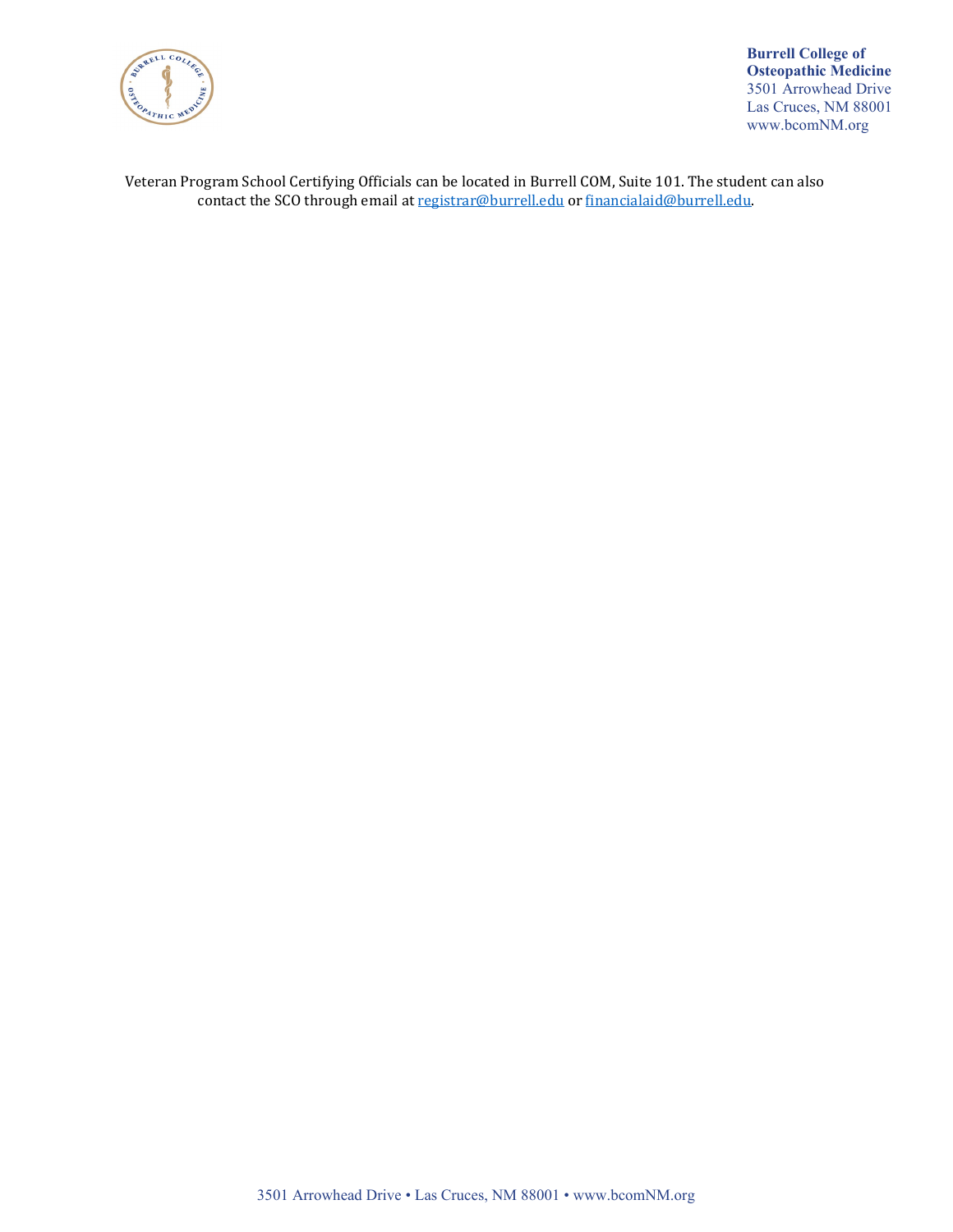Veteran Program School Certifying Officials can be located in Burrell COM, Suite 101. The student can also contact the SCO through email at registrar@burrell.edu or financialaid@burrell.edu.